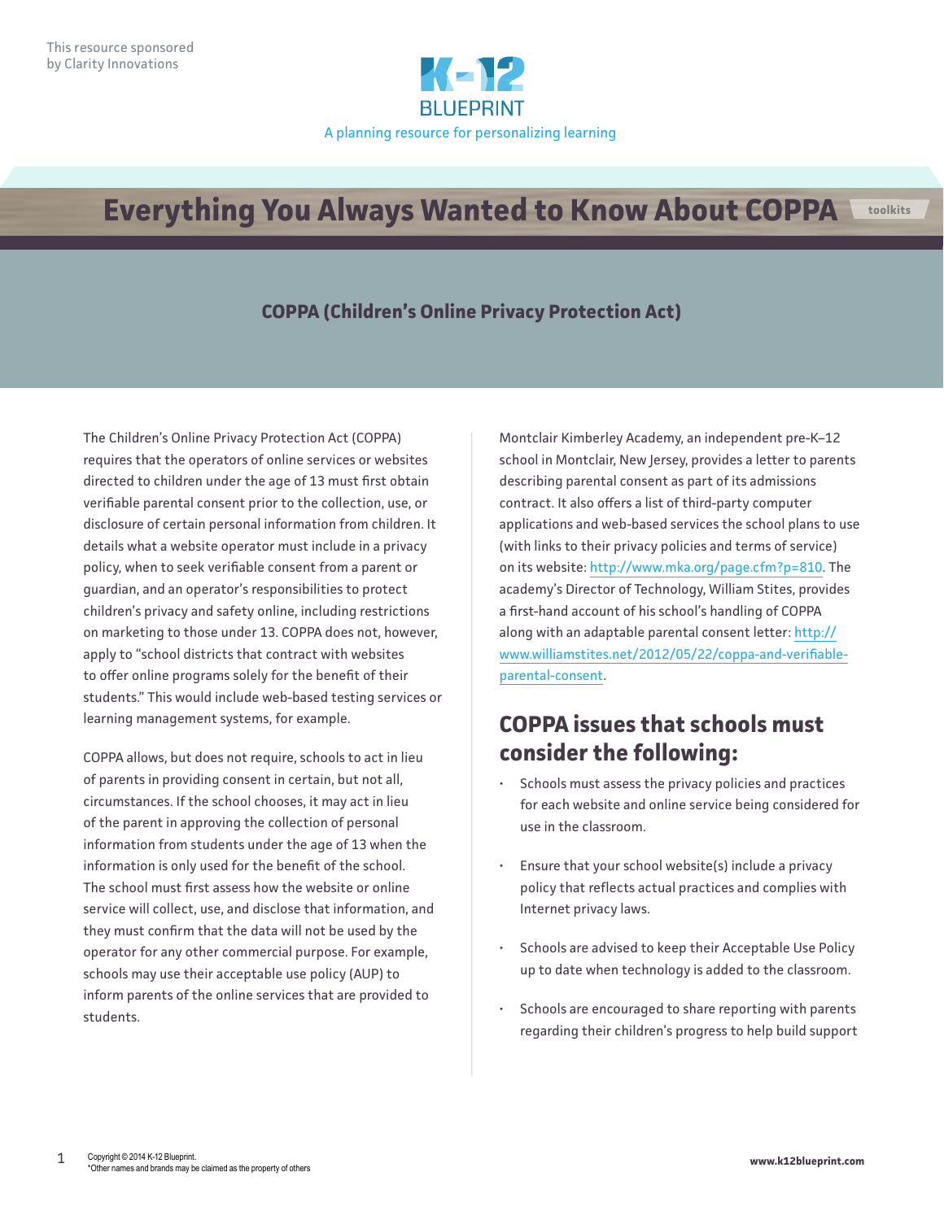This resource sponsored by Clarity Innovations

K-12 BLUEPRINT

A planning resource for personalizing learning

# Everything You Always Wanted to Know About COPPA

toolkits

## COPPA (Children's Online Privacy Protection Act)

The Children's Online Privacy Protection Act (COPPA) requires that the operators of online services or websites directed to children under the age of 13 must first obtain verifiable parental consent prior to the collection, use, or disclosure of certain personal information from children. It details what a website operator must include in a privacy policy, when to seek verifiable consent from a parent or guardian, and an operator's responsibilities to protect children's privacy and safety online, including restrictions on marketing to those under 13. COPPA does not, however, apply to "school districts that contract with websites to offer online programs solely for the benefit of their students." This would include web-based testing services or learning management systems, for example.

COPPA allows, but does not require, schools to act in lieu of parents in providing consent in certain, but not all, circumstances. If the school chooses, it may act in lieu of the parent in approving the collection of personal information from students under the age of 13 when the information is only used for the benefit of the school. The school must first assess how the website or online service will collect, use, and disclose that information, and they must confirm that the data will not be used by the operator for any other commercial purpose. For example, schools may use their acceptable use policy (AUP) to inform parents of the online services that are provided to students.

Montclair Kimberley Academy, an independent pre-K–12 school in Montclair, New Jersey, provides a letter to parents describing parental consent as part of its admissions contract. It also offers a list of third-party computer applications and web-based services the school plans to use (with links to their privacy policies and terms of service) on its website: http://www.mka.org/page.cfm?p=810. The academy's Director of Technology, William Stites, provides a first-hand account of his school's handling of COPPA along with an adaptable parental consent letter: http://www.williamstites.net/2012/05/22/coppa-and-verifiable-parental-consent.

## COPPA issues that schools must consider the following:

- Schools must assess the privacy policies and practices for each website and online service being considered for use in the classroom.
- Ensure that your school website(s) include a privacy policy that reflects actual practices and complies with Internet privacy laws.
- Schools are advised to keep their Acceptable Use Policy up to date when technology is added to the classroom.
- Schools are encouraged to share reporting with parents regarding their children's progress to help build support

Copyright © 2014 K-12 Blueprint.
*Other names and brands may be claimed as the property of others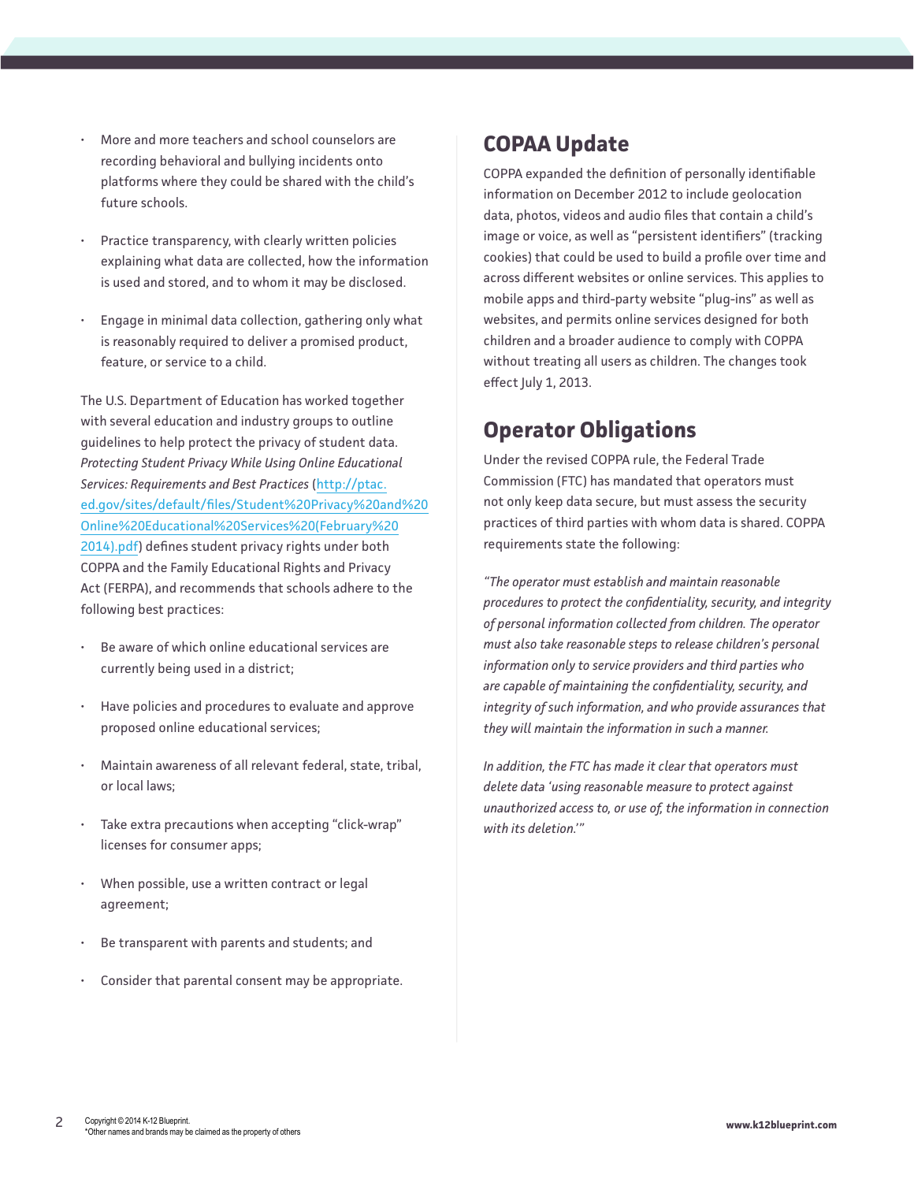- More and more teachers and school counselors are recording behavioral and bullying incidents onto platforms where they could be shared with the child's future schools.
- Practice transparency, with clearly written policies explaining what data are collected, how the information is used and stored, and to whom it may be disclosed.
- Engage in minimal data collection, gathering only what is reasonably required to deliver a promised product, feature, or service to a child.

The U.S. Department of Education has worked together with several education and industry groups to outline guidelines to help protect the privacy of student data. *Protecting Student Privacy While Using Online Educational Services: Requirements and Best Practices* (http://ptac.ed.gov/sites/default/files/Student%20Privacy%20and%20Online%20Educational%20Services%20(February%202014).pdf) defines student privacy rights under both COPPA and the Family Educational Rights and Privacy Act (FERPA), and recommends that schools adhere to the following best practices:

- Be aware of which online educational services are currently being used in a district;
- Have policies and procedures to evaluate and approve proposed online educational services;
- Maintain awareness of all relevant federal, state, tribal, or local laws;
- Take extra precautions when accepting "click-wrap" licenses for consumer apps;
- When possible, use a written contract or legal agreement;
- Be transparent with parents and students; and
- Consider that parental consent may be appropriate.

## COPAA Update

COPPA expanded the definition of personally identifiable information on December 2012 to include geolocation data, photos, videos and audio files that contain a child's image or voice, as well as "persistent identifiers" (tracking cookies) that could be used to build a profile over time and across different websites or online services. This applies to mobile apps and third-party website "plug-ins" as well as websites, and permits online services designed for both children and a broader audience to comply with COPPA without treating all users as children. The changes took effect July 1, 2013.

## Operator Obligations

Under the revised COPPA rule, the Federal Trade Commission (FTC) has mandated that operators must not only keep data secure, but must assess the security practices of third parties with whom data is shared. COPPA requirements state the following:

*"The operator must establish and maintain reasonable procedures to protect the confidentiality, security, and integrity of personal information collected from children. The operator must also take reasonable steps to release children's personal information only to service providers and third parties who are capable of maintaining the confidentiality, security, and integrity of such information, and who provide assurances that they will maintain the information in such a manner.*

*In addition, the FTC has made it clear that operators must delete data 'using reasonable measure to protect against unauthorized access to, or use of, the information in connection with its deletion.'"*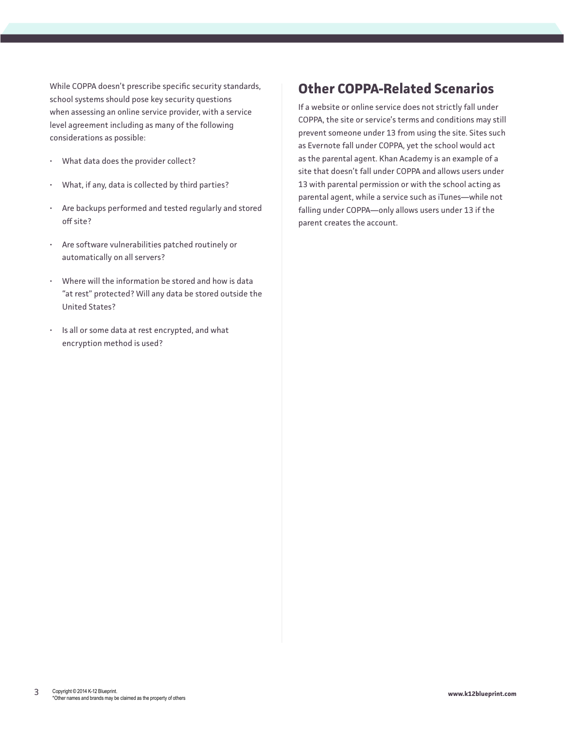While COPPA doesn't prescribe specific security standards, school systems should pose key security questions when assessing an online service provider, with a service level agreement including as many of the following considerations as possible:

- What data does the provider collect?
- What, if any, data is collected by third parties?
- Are backups performed and tested regularly and stored off site?
- Are software vulnerabilities patched routinely or automatically on all servers?
- Where will the information be stored and how is data "at rest" protected? Will any data be stored outside the United States?
- Is all or some data at rest encrypted, and what encryption method is used?

## Other COPPA-Related Scenarios

If a website or online service does not strictly fall under COPPA, the site or service's terms and conditions may still prevent someone under 13 from using the site. Sites such as Evernote fall under COPPA, yet the school would act as the parental agent. Khan Academy is an example of a site that doesn't fall under COPPA and allows users under 13 with parental permission or with the school acting as parental agent, while a service such as iTunes—while not falling under COPPA—only allows users under 13 if the parent creates the account.

Copyright © 2014 K-12 Blueprint.
*Other names and brands may be claimed as the property of others